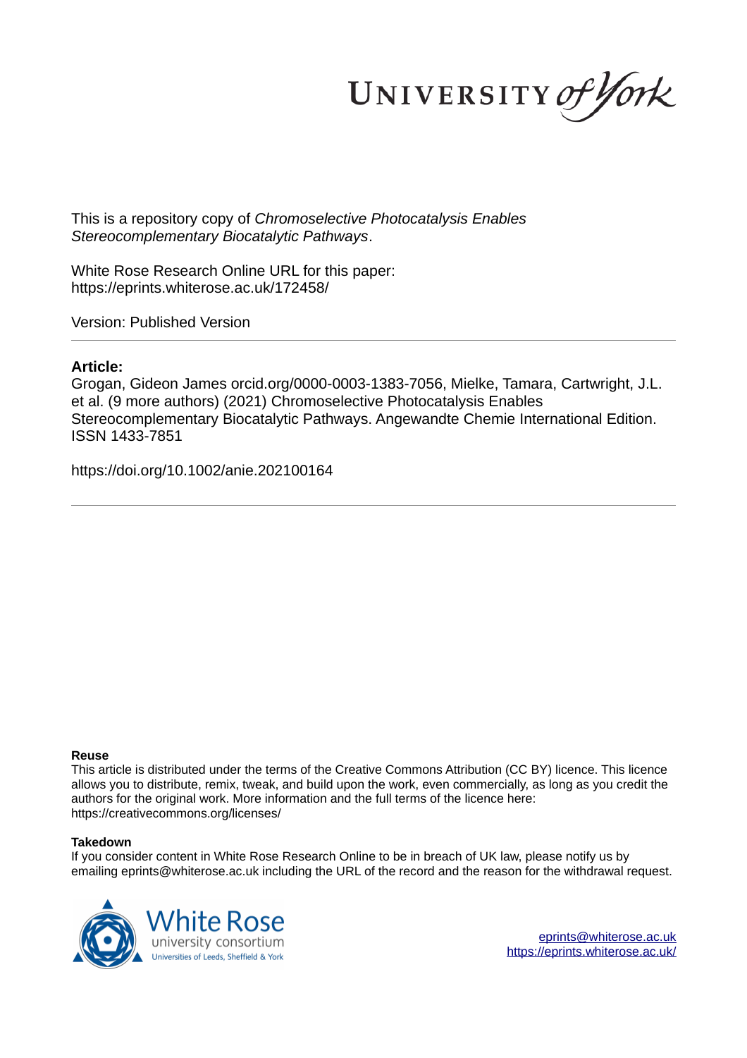UNIVERSITY *of York*

This is a repository copy of *Chromoselective Photocatalysis Enables Stereocomplementary Biocatalytic Pathways*.

White Rose Research Online URL for this paper:
https://eprints.whiterose.ac.uk/172458/

Version: Published Version

**Article:**

Grogan, Gideon James orcid.org/0000-0003-1383-7056, Mielke, Tamara, Cartwright, J.L. et al. (9 more authors) (2021) Chromoselective Photocatalysis Enables Stereocomplementary Biocatalytic Pathways. Angewandte Chemie International Edition. ISSN 1433-7851

https://doi.org/10.1002/anie.202100164

**Reuse**

This article is distributed under the terms of the Creative Commons Attribution (CC BY) licence. This licence allows you to distribute, remix, tweak, and build upon the work, even commercially, as long as you credit the authors for the original work. More information and the full terms of the licence here: https://creativecommons.org/licenses/

**Takedown**

If you consider content in White Rose Research Online to be in breach of UK law, please notify us by emailing eprints@whiterose.ac.uk including the URL of the record and the reason for the withdrawal request.

White Rose university consortium
Universities of Leeds, Sheffield & York

eprints@whiterose.ac.uk
https://eprints.whiterose.ac.uk/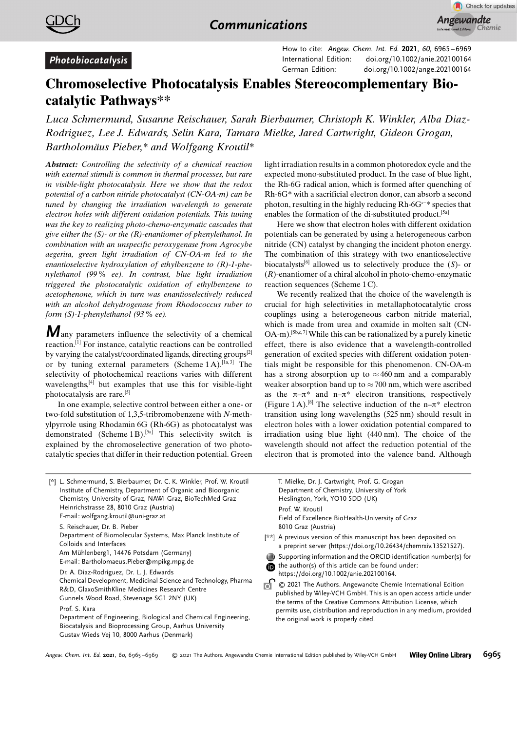Photobiocatalysis

How to cite: *Angew. Chem. Int. Ed.* **2021**, *60*, 6965–6969
International Edition: doi.org/10.1002/anie.202100164
German Edition: doi.org/10.1002/ange.202100164

# Chromoselective Photocatalysis Enables Stereocomplementary Biocatalytic Pathways**

*Luca Schmermund, Susanne Reischauer, Sarah Bierbaumer, Christoph K. Winkler, Alba Diaz-Rodriguez, Lee J. Edwards, Selin Kara, Tamara Mielke, Jared Cartwright, Gideon Grogan, Bartholomäus Pieber,\* and Wolfgang Kroutil\**

***Abstract:** Controlling the selectivity of a chemical reaction with external stimuli is common in thermal processes, but rare in visible-light photocatalysis. Here we show that the redox potential of a carbon nitride photocatalyst (CN-OA-m) can be tuned by changing the irradiation wavelength to generate electron holes with different oxidation potentials. This tuning was the key to realizing photo-chemo-enzymatic cascades that give either the (S)- or the (R)-enantiomer of phenylethanol. In combination with an unspecific peroxygenase from Agrocybe aegerita, green light irradiation of CN-OA-m led to the enantioselective hydroxylation of ethylbenzene to (R)-1-phenylethanol (99 % ee). In contrast, blue light irradiation triggered the photocatalytic oxidation of ethylbenzene to acetophenone, which in turn was enantioselectively reduced with an alcohol dehydrogenase from Rhodococcus ruber to form (S)-1-phenylethanol (93 % ee).*

Many parameters influence the selectivity of a chemical reaction.[1] For instance, catalytic reactions can be controlled by varying the catalyst/coordinated ligands, directing groups[2] or by tuning external parameters (Scheme 1 A).[1a,3] The selectivity of photochemical reactions varies with different wavelengths,[4] but examples that use this for visible-light photocatalysis are rare.[5]

In one example, selective control between either a one- or two-fold substitution of 1,3,5-tribromobenzene with *N*-methylpyrrole using Rhodamin 6G (Rh-6G) as photocatalyst was demonstrated (Scheme 1 B).[5a] This selectivity switch is explained by the chromoselective generation of two photocatalytic species that differ in their reduction potential. Green light irradiation results in a common photoredox cycle and the expected mono-substituted product. In the case of blue light, the Rh-6G radical anion, which is formed after quenching of Rh-6G* with a sacrificial electron donor, can absorb a second photon, resulting in the highly reducing Rh-6G$^{\bullet-}$* species that enables the formation of the di-substituted product.[5a]

Here we show that electron holes with different oxidation potentials can be generated by using a heterogeneous carbon nitride (CN) catalyst by changing the incident photon energy. The combination of this strategy with two enantioselective biocatalysts[6] allowed us to selectively produce the (*S*)- or (*R*)-enantiomer of a chiral alcohol in photo-chemo-enzymatic reaction sequences (Scheme 1 C).

We recently realized that the choice of the wavelength is crucial for high selectivities in metallaphotocatalytic cross couplings using a heterogeneous carbon nitride material, which is made from urea and oxamide in molten salt (CN-OA-m).[5b,c,7] While this can be rationalized by a purely kinetic effect, there is also evidence that a wavelength-controlled generation of excited species with different oxidation potentials might be responsible for this phenomenon. CN-OA-m has a strong absorption up to ≈460 nm and a comparably weaker absorption band up to ≈700 nm, which were ascribed as the π–π* and n–π* electron transitions, respectively (Figure 1 A).[8] The selective induction of the n–π* electron transition using long wavelengths (525 nm) should result in electron holes with a lower oxidation potential compared to irradiation using blue light (440 nm). The choice of the wavelength should not affect the reduction potential of the electron that is promoted into the valence band. Although

[*] L. Schmermund, S. Bierbaumer, Dr. C. K. Winkler, Prof. W. Kroutil
Institute of Chemistry, Department of Organic and Bioorganic Chemistry, University of Graz, NAWI Graz, BioTechMed Graz
Heinrichstrasse 28, 8010 Graz (Austria)
E-mail: wolfgang.kroutil@uni-graz.at

S. Reischauer, Dr. B. Pieber
Department of Biomolecular Systems, Max Planck Institute of Colloids and Interfaces
Am Mühlenberg1, 14476 Potsdam (Germany)
E-mail: Bartholomaeus.Pieber@mpikg.mpg.de

Dr. A. Diaz-Rodriguez, Dr. L. J. Edwards
Chemical Development, Medicinal Science and Technology, Pharma R&D, GlaxoSmithKline Medicines Research Centre
Gunnels Wood Road, Stevenage SG1 2NY (UK)

Prof. S. Kara
Department of Engineering, Biological and Chemical Engineering, Biocatalysis and Bioprocessing Group, Aarhus University
Gustav Wieds Vej 10, 8000 Aarhus (Denmark)

T. Mielke, Dr. J. Cartwright, Prof. G. Grogan
Department of Chemistry, University of York
Heslington, York, YO10 5DD (UK)

Prof. W. Kroutil
Field of Excellence BioHealth-University of Graz
8010 Graz (Austria)

[**] A previous version of this manuscript has been deposited on a preprint server (https://doi.org/10.26434/chemrxiv.13521527).

Supporting information and the ORCID identification number(s) for the author(s) of this article can be found under: https://doi.org/10.1002/anie.202100164.

© 2021 The Authors. Angewandte Chemie International Edition published by Wiley-VCH GmbH. This is an open access article under the terms of the Creative Commons Attribution License, which permits use, distribution and reproduction in any medium, provided the original work is properly cited.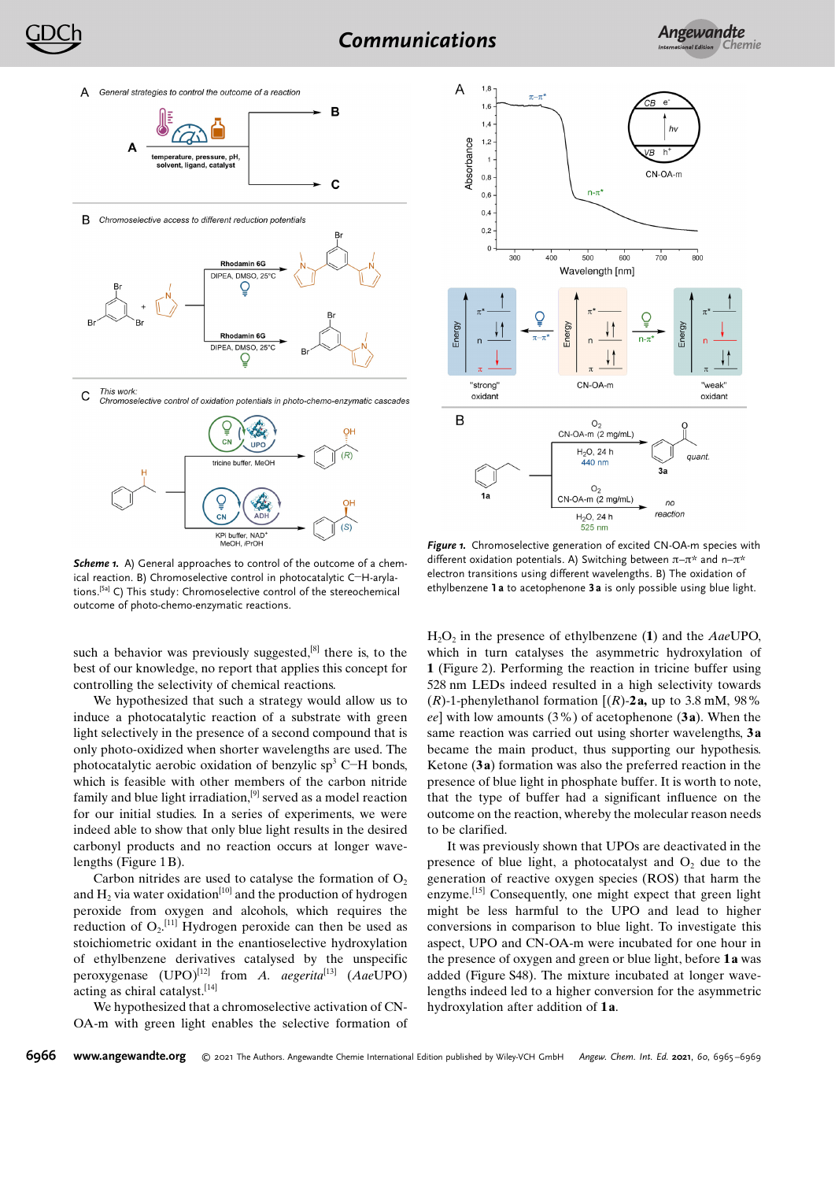**Scheme 1.** A) General approaches to control of the outcome of a chemical reaction. B) Chromoselective control in photocatalytic C–H-arylations.[5a] C) This study: Chromoselective control of the stereochemical outcome of photo-chemo-enzymatic reactions.

**Figure 1.** Chromoselective generation of excited CN-OA-m species with different oxidation potentials. A) Switching between π–π* and n–π* electron transitions using different wavelengths. B) The oxidation of ethylbenzene **1a** to acetophenone **3a** is only possible using blue light.

such a behavior was previously suggested,[8] there is, to the best of our knowledge, no report that applies this concept for controlling the selectivity of chemical reactions.

We hypothesized that such a strategy would allow us to induce a photocatalytic reaction of a substrate with green light selectively in the presence of a second compound that is only photo-oxidized when shorter wavelengths are used. The photocatalytic aerobic oxidation of benzylic $sp^3$ C–H bonds, which is feasible with other members of the carbon nitride family and blue light irradiation,[9] served as a model reaction for our initial studies. In a series of experiments, we were indeed able to show that only blue light results in the desired carbonyl products and no reaction occurs at longer wavelengths (Figure 1B).

Carbon nitrides are used to catalyse the formation of $O_2$ and $H_2$ via water oxidation[10] and the production of hydrogen peroxide from oxygen and alcohols, which requires the reduction of $O_2$.[11] Hydrogen peroxide can then be used as stoichiometric oxidant in the enantioselective hydroxylation of ethylbenzene derivatives catalysed by the unspecific peroxygenase (UPO)[12] from *A. aegerita*[13] (*Aae*UPO) acting as chiral catalyst.[14]

We hypothesized that a chromoselective activation of CN-OA-m with green light enables the selective formation of $H_2O_2$ in the presence of ethylbenzene (**1**) and the *Aae*UPO, which in turn catalyses the asymmetric hydroxylation of **1** (Figure 2). Performing the reaction in tricine buffer using 528 nm LEDs indeed resulted in a high selectivity towards (*R*)-1-phenylethanol formation [(*R*)-**2a**, up to 3.8 mM, 98% *ee*] with low amounts (3%) of acetophenone (**3a**). When the same reaction was carried out using shorter wavelengths, **3a** became the main product, thus supporting our hypothesis. Ketone (**3a**) formation was also the preferred reaction in the presence of blue light in phosphate buffer. It is worth to note, that the type of buffer had a significant influence on the outcome on the reaction, whereby the molecular reason needs to be clarified.

It was previously shown that UPOs are deactivated in the presence of blue light, a photocatalyst and $O_2$ due to the generation of reactive oxygen species (ROS) that harm the enzyme.[15] Consequently, one might expect that green light might be less harmful to the UPO and lead to higher conversions in comparison to blue light. To investigate this aspect, UPO and CN-OA-m were incubated for one hour in the presence of oxygen and green or blue light, before **1a** was added (Figure S48). The mixture incubated at longer wavelengths indeed led to a higher conversion for the asymmetric hydroxylation after addition of **1a**.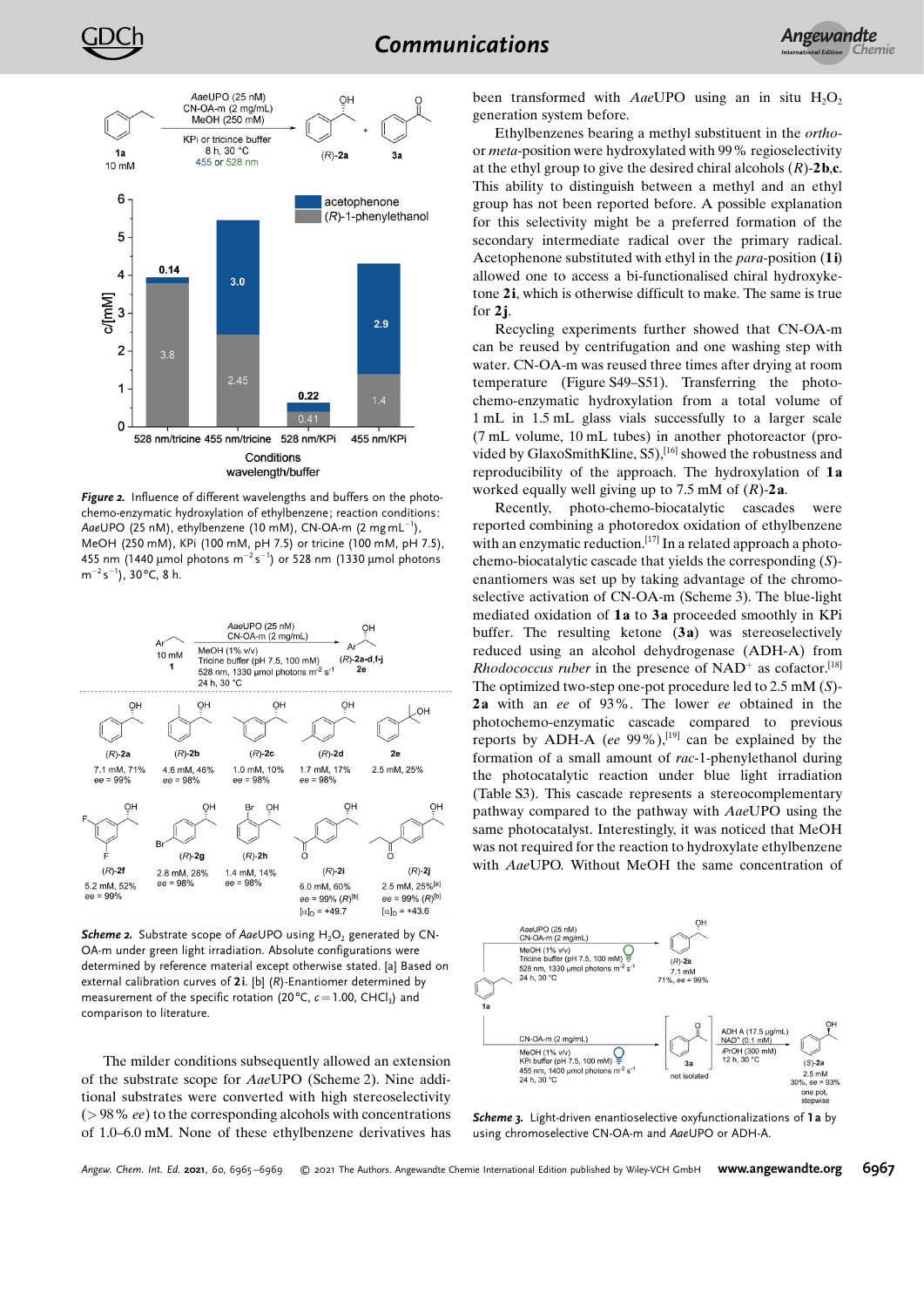*Figure 2.* Influence of different wavelengths and buffers on the photo-chemo-enzymatic hydroxylation of ethylbenzene; reaction conditions: *Aae*UPO (25 nM), ethylbenzene (10 mM), CN-OA-m (2 mg mL$^{-1}$), MeOH (250 mM), KPi (100 mM, pH 7.5) or tricine (100 mM, pH 7.5), 455 nm (1440 μmol photons m$^{-2}$ s$^{-1}$) or 528 nm (1330 μmol photons m$^{-2}$ s$^{-1}$), 30 °C, 8 h.

*Scheme 2.* Substrate scope of *Aae*UPO using $H_2O_2$ generated by CN-OA-m under green light irradiation. Absolute configurations were determined by reference material except otherwise stated. [a] Based on external calibration curves of **2i**. [b] (*R*)-Enantiomer determined by measurement of the specific rotation (20 °C, *c* = 1.00, $CHCl_3$) and comparison to literature.

The milder conditions subsequently allowed an extension of the substrate scope for *Aae*UPO (Scheme 2). Nine additional substrates were converted with high stereoselectivity (> 98 % *ee*) to the corresponding alcohols with concentrations of 1.0–6.0 mM. None of these ethylbenzene derivatives has been transformed with *Aae*UPO using an in situ $H_2O_2$ generation system before.

Ethylbenzenes bearing a methyl substituent in the *ortho*- or *meta*-position were hydroxylated with 99 % regioselectivity at the ethyl group to give the desired chiral alcohols (*R*)-**2b**,**c**. This ability to distinguish between a methyl and an ethyl group has not been reported before. A possible explanation for this selectivity might be a preferred formation of the secondary intermediate radical over the primary radical. Acetophenone substituted with ethyl in the *para*-position (**1i**) allowed one to access a bi-functionalised chiral hydroxyketone **2i**, which is otherwise difficult to make. The same is true for **2j**.

Recycling experiments further showed that CN-OA-m can be reused by centrifugation and one washing step with water. CN-OA-m was reused three times after drying at room temperature (Figure S49–S51). Transferring the photo-chemo-enzymatic hydroxylation from a total volume of 1 mL in 1.5 mL glass vials successfully to a larger scale (7 mL volume, 10 mL tubes) in another photoreactor (provided by GlaxoSmithKline, S5),[16] showed the robustness and reproducibility of the approach. The hydroxylation of **1a** worked equally well giving up to 7.5 mM of (*R*)-**2a**.

Recently, photo-chemo-biocatalytic cascades were reported combining a photoredox oxidation of ethylbenzene with an enzymatic reduction.[17] In a related approach a photo-chemo-biocatalytic cascade that yields the corresponding (*S*)-enantiomers was set up by taking advantage of the chromoselective activation of CN-OA-m (Scheme 3). The blue-light mediated oxidation of **1a** to **3a** proceeded smoothly in KPi buffer. The resulting ketone (**3a**) was stereoselectively reduced using an alcohol dehydrogenase (ADH-A) from *Rhodococcus ruber* in the presence of $NAD^+$ as cofactor.[18] The optimized two-step one-pot procedure led to 2.5 mM (*S*)-**2a** with an *ee* of 93 %. The lower *ee* obtained in the photochemo-enzymatic cascade compared to previous reports by ADH-A (*ee* 99 %),[19] can be explained by the formation of a small amount of *rac*-1-phenylethanol during the photocatalytic reaction under blue light irradiation (Table S3). This cascade represents a stereocomplementary pathway compared to the pathway with *Aae*UPO using the same photocatalyst. Interestingly, it was noticed that MeOH was not required for the reaction to hydroxylate ethylbenzene with *Aae*UPO. Without MeOH the same concentration of

*Scheme 3.* Light-driven enantioselective oxyfunctionalizations of **1a** by using chromoselective CN-OA-m and *Aae*UPO or ADH-A.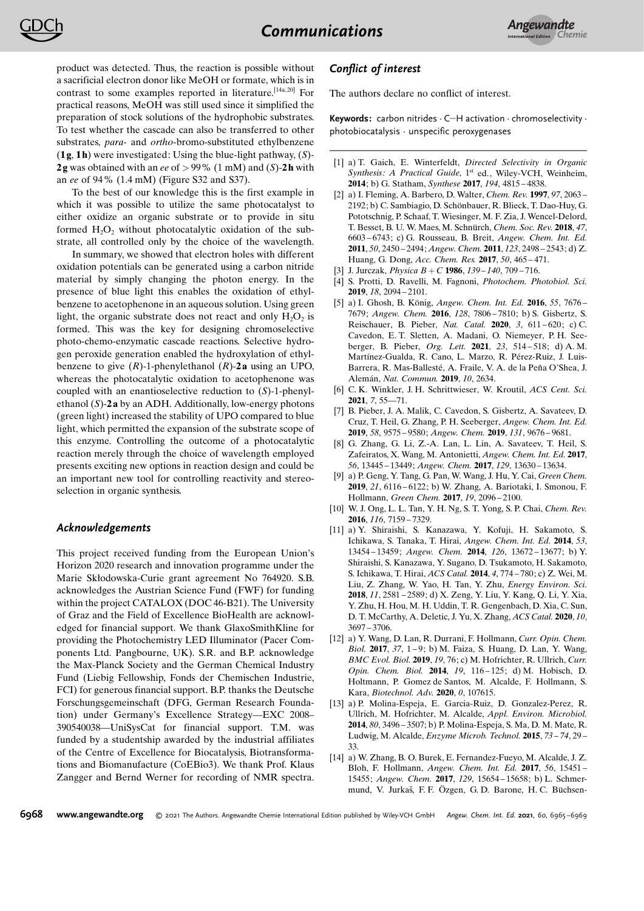product was detected. Thus, the reaction is possible without a sacrificial electron donor like MeOH or formate, which is in contrast to some examples reported in literature.[14a,20] For practical reasons, MeOH was still used since it simplified the preparation of stock solutions of the hydrophobic substrates. To test whether the cascade can also be transferred to other substrates, *para*- and *ortho*-bromo-substituted ethylbenzene (**1g**, **1h**) were investigated: Using the blue-light pathway, (*S*)-**2g** was obtained with an *ee* of >99% (1 mM) and (*S*)-**2h** with an *ee* of 94% (1.4 mM) (Figure S32 and S37).

To the best of our knowledge this is the first example in which it was possible to utilize the same photocatalyst to either oxidize an organic substrate or to provide in situ formed $H_2O_2$ without photocatalytic oxidation of the substrate, all controlled only by the choice of the wavelength.

In summary, we showed that electron holes with different oxidation potentials can be generated using a carbon nitride material by simply changing the photon energy. In the presence of blue light this enables the oxidation of ethylbenzene to acetophenone in an aqueous solution. Using green light, the organic substrate does not react and only $H_2O_2$ is formed. This was the key for designing chromoselective photo-chemo-enzymatic cascade reactions. Selective hydrogen peroxide generation enabled the hydroxylation of ethylbenzene to give (*R*)-1-phenylethanol (*R*)-**2a** using an UPO, whereas the photocatalytic oxidation to acetophenone was coupled with an enantioselective reduction to (*S*)-1-phenylethanol (*S*)-**2a** by an ADH. Additionally, low-energy photons (green light) increased the stability of UPO compared to blue light, which permitted the expansion of the substrate scope of this enzyme. Controlling the outcome of a photocatalytic reaction merely through the choice of wavelength employed presents exciting new options in reaction design and could be an important new tool for controlling reactivity and stereoselection in organic synthesis.

## Acknowledgements

This project received funding from the European Union's Horizon 2020 research and innovation programme under the Marie Skłodowska-Curie grant agreement No 764920. S.B. acknowledges the Austrian Science Fund (FWF) for funding within the project CATALOX (DOC 46-B21). The University of Graz and the Field of Excellence BioHealth are acknowledged for financial support. We thank GlaxoSmithKline for providing the Photochemistry LED Illuminator (Pacer Components Ltd. Pangbourne, UK). S.R. and B.P. acknowledge the Max-Planck Society and the German Chemical Industry Fund (Liebig Fellowship, Fonds der Chemischen Industrie, FCI) for generous financial support. B.P. thanks the Deutsche Forschungsgemeinschaft (DFG, German Research Foundation) under Germany's Excellence Strategy—EXC 2008–390540038—UniSysCat for financial support. T.M. was funded by a studentship awarded by the industrial affiliates of the Centre of Excellence for Biocatalysis, Biotransformations and Biomanufacture (CoEBio3). We thank Prof. Klaus Zangger and Bernd Werner for recording of NMR spectra.

## Conflict of interest

The authors declare no conflict of interest.

**Keywords:** carbon nitrides · C–H activation · chromoselectivity · photobiocatalysis · unspecific peroxygenases

[1] a) T. Gaich, E. Winterfeldt, *Directed Selectivity in Organic Synthesis: A Practical Guide*, 1st ed., Wiley-VCH, Weinheim, **2014**; b) G. Statham, *Synthese* **2017**, *194*, 4815–4838.

[2] a) I. Fleming, A. Barbero, D. Walter, *Chem. Rev.* **1997**, *97*, 2063–2192; b) C. Sambiagio, D. Schönbauer, R. Blieck, T. Dao-Huy, G. Pototschnig, P. Schaaf, T. Wiesinger, M. F. Zia, J. Wencel-Delord, T. Besset, B. U. W. Maes, M. Schnürch, *Chem. Soc. Rev.* **2018**, *47*, 6603–6743; c) G. Rousseau, B. Breit, *Angew. Chem. Int. Ed.* **2011**, *50*, 2450–2494; *Angew. Chem.* **2011**, *123*, 2498–2543; d) Z. Huang, G. Dong, *Acc. Chem. Res.* **2017**, *50*, 465–471.

[3] J. Jurczak, *Physica B + C* **1986**, *139–140*, 709–716.

[4] S. Protti, D. Ravelli, M. Fagnoni, *Photochem. Photobiol. Sci.* **2019**, *18*, 2094–2101.

[5] a) I. Ghosh, B. König, *Angew. Chem. Int. Ed.* **2016**, *55*, 7676–7679; *Angew. Chem.* **2016**, *128*, 7806–7810; b) S. Gisbertz, S. Reischauer, B. Pieber, *Nat. Catal.* **2020**, *3*, 611–620; c) C. Cavedon, E. T. Sletten, A. Madani, O. Niemeyer, P. H. Seeberger, B. Pieber, *Org. Lett.* **2021**, *23*, 514–518; d) A. M. Martínez-Gualda, R. Cano, L. Marzo, R. Pérez-Ruiz, J. Luis-Barrera, R. Mas-Ballesté, A. Fraile, V. A. de la Peña O'Shea, J. Alemán, *Nat. Commun.* **2019**, *10*, 2634.

[6] C. K. Winkler, J. H. Schrittwieser, W. Kroutil, *ACS Cent. Sci.* **2021**, *7*, 55—71.

[7] B. Pieber, J. A. Malik, C. Cavedon, S. Gisbertz, A. Savateev, D. Cruz, T. Heil, G. Zhang, P. H. Seeberger, *Angew. Chem. Int. Ed.* **2019**, *58*, 9575–9580; *Angew. Chem.* **2019**, *131*, 9676–9681.

[8] G. Zhang, G. Li, Z.-A. Lan, L. Lin, A. Savateev, T. Heil, S. Zafeiratos, X. Wang, M. Antonietti, *Angew. Chem. Int. Ed.* **2017**, *56*, 13445–13449; *Angew. Chem.* **2017**, *129*, 13630–13634.

[9] a) P. Geng, Y. Tang, G. Pan, W. Wang, J. Hu, Y. Cai, *Green Chem.* **2019**, *21*, 6116–6122; b) W. Zhang, A. Bariotaki, I. Smonou, F. Hollmann, *Green Chem.* **2017**, *19*, 2096–2100.

[10] W. J. Ong, L. L. Tan, Y. H. Ng, S. T. Yong, S. P. Chai, *Chem. Rev.* **2016**, *116*, 7159–7329.

[11] a) Y. Shiraishi, S. Kanazawa, Y. Kofuji, H. Sakamoto, S. Ichikawa, S. Tanaka, T. Hirai, *Angew. Chem. Int. Ed.* **2014**, *53*, 13454–13459; *Angew. Chem.* **2014**, *126*, 13672–13677; b) Y. Shiraishi, S. Kanazawa, Y. Sugano, D. Tsukamoto, H. Sakamoto, S. Ichikawa, T. Hirai, *ACS Catal.* **2014**, *4*, 774–780; c) Z. Wei, M. Liu, Z. Zhang, W. Yao, H. Tan, Y. Zhu, *Energy Environ. Sci.* **2018**, *11*, 2581–2589; d) X. Zeng, Y. Liu, Y. Kang, Q. Li, Y. Xia, Y. Zhu, H. Hou, M. H. Uddin, T. R. Gengenbach, D. Xia, C. Sun, D. T. McCarthy, A. Deletic, J. Yu, X. Zhang, *ACS Catal.* **2020**, *10*, 3697–3706.

[12] a) Y. Wang, D. Lan, R. Durrani, F. Hollmann, *Curr. Opin. Chem. Biol.* **2017**, *37*, 1–9; b) M. Faiza, S. Huang, D. Lan, Y. Wang, *BMC Evol. Biol.* **2019**, *19*, 76; c) M. Hofrichter, R. Ullrich, *Curr. Opin. Chem. Biol.* **2014**, *19*, 116–125; d) M. Hobisch, D. Holtmann, P. Gomez de Santos, M. Alcalde, F. Hollmann, S. Kara, *Biotechnol. Adv.* **2020**, *0*, 107615.

[13] a) P. Molina-Espeja, E. Garcia-Ruiz, D. Gonzalez-Perez, R. Ullrich, M. Hofrichter, M. Alcalde, *Appl. Environ. Microbiol.* **2014**, *80*, 3496–3507; b) P. Molina-Espeja, S. Ma, D. M. Mate, R. Ludwig, M. Alcalde, *Enzyme Microb. Technol.* **2015**, *73–74*, 29–33.

[14] a) W. Zhang, B. O. Burek, E. Fernandez-Fueyo, M. Alcalde, J. Z. Bloh, F. Hollmann, *Angew. Chem. Int. Ed.* **2017**, *56*, 15451–15455; *Angew. Chem.* **2017**, *129*, 15654–15658; b) L. Schmermund, V. Jurkaš, F. F. Özgen, G. D. Barone, H. C. Büchsen-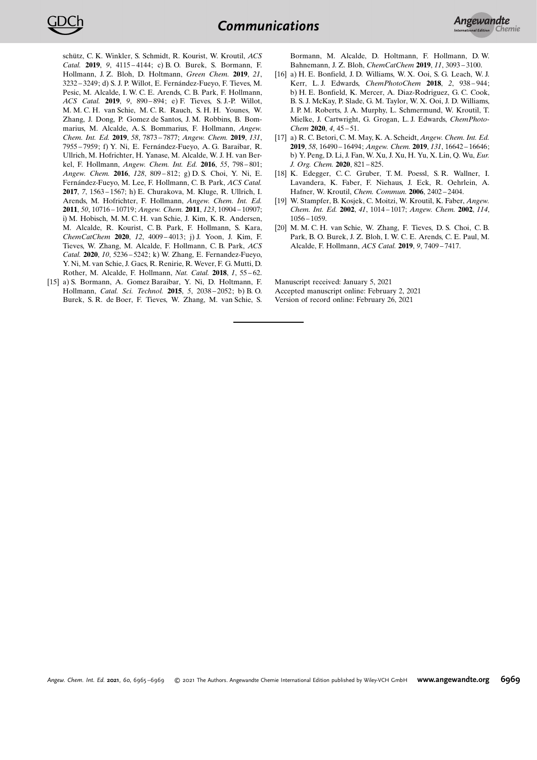schütz, C. K. Winkler, S. Schmidt, R. Kourist, W. Kroutil, *ACS Catal.* **2019**, *9*, 4115–4144; c) B. O. Burek, S. Bormann, F. Hollmann, J. Z. Bloh, D. Holtmann, *Green Chem.* **2019**, *21*, 3232–3249; d) S. J. P. Willot, E. Fernández-Fueyo, F. Tieves, M. Pesic, M. Alcalde, I. W. C. E. Arends, C. B. Park, F. Hollmann, *ACS Catal.* **2019**, *9*, 890–894; e) F. Tieves, S. J.-P. Willot, M. M. C. H. van Schie, M. C. R. Rauch, S. H. H. Younes, W. Zhang, J. Dong, P. Gomez de Santos, J. M. Robbins, B. Bommarius, M. Alcalde, A. S. Bommarius, F. Hollmann, *Angew. Chem. Int. Ed.* **2019**, *58*, 7873–7877; *Angew. Chem.* **2019**, *131*, 7955–7959; f) Y. Ni, E. Fernández-Fueyo, A. G. Baraibar, R. Ullrich, M. Hofrichter, H. Yanase, M. Alcalde, W. J. H. van Berkel, F. Hollmann, *Angew. Chem. Int. Ed.* **2016**, *55*, 798–801; *Angew. Chem.* **2016**, *128*, 809–812; g) D. S. Choi, Y. Ni, E. Fernández-Fueyo, M. Lee, F. Hollmann, C. B. Park, *ACS Catal.* **2017**, *7*, 1563–1567; h) E. Churakova, M. Kluge, R. Ullrich, I. Arends, M. Hofrichter, F. Hollmann, *Angew. Chem. Int. Ed.* **2011**, *50*, 10716–10719; *Angew. Chem.* **2011**, *123*, 10904–10907; i) M. Hobisch, M. M. C. H. van Schie, J. Kim, K. R. Andersen, M. Alcalde, R. Kourist, C. B. Park, F. Hollmann, S. Kara, *ChemCatChem* **2020**, *12*, 4009–4013; j) J. Yoon, J. Kim, F. Tieves, W. Zhang, M. Alcalde, F. Hollmann, C. B. Park, *ACS Catal.* **2020**, *10*, 5236–5242; k) W. Zhang, E. Fernandez-Fueyo, Y. Ni, M. van Schie, J. Gacs, R. Renirie, R. Wever, F. G. Mutti, D. Rother, M. Alcalde, F. Hollmann, *Nat. Catal.* **2018**, *1*, 55–62.

[15] a) S. Bormann, A. Gomez Baraibar, Y. Ni, D. Holtmann, F. Hollmann, *Catal. Sci. Technol.* **2015**, *5*, 2038–2052; b) B. O. Burek, S. R. de Boer, F. Tieves, W. Zhang, M. van Schie, S. Bormann, M. Alcalde, D. Holtmann, F. Hollmann, D. W. Bahnemann, J. Z. Bloh, *ChemCatChem* **2019**, *11*, 3093–3100.

[16] a) H. E. Bonfield, J. D. Williams, W. X. Ooi, S. G. Leach, W. J. Kerr, L. J. Edwards, *ChemPhotoChem* **2018**, *2*, 938–944; b) H. E. Bonfield, K. Mercer, A. Diaz-Rodriguez, G. C. Cook, B. S. J. McKay, P. Slade, G. M. Taylor, W. X. Ooi, J. D. Williams, J. P. M. Roberts, J. A. Murphy, L. Schmermund, W. Kroutil, T. Mielke, J. Cartwright, G. Grogan, L. J. Edwards, *ChemPhotoChem* **2020**, *4*, 45–51.

[17] a) R. C. Betori, C. M. May, K. A. Scheidt, *Angew. Chem. Int. Ed.* **2019**, *58*, 16490–16494; *Angew. Chem.* **2019**, *131*, 16642–16646; b) Y. Peng, D. Li, J. Fan, W. Xu, J. Xu, H. Yu, X. Lin, Q. Wu, *Eur. J. Org. Chem.* **2020**, 821–825.

[18] K. Edegger, C. C. Gruber, T. M. Poessl, S. R. Wallner, I. Lavandera, K. Faber, F. Niehaus, J. Eck, R. Oehrlein, A. Hafner, W. Kroutil, *Chem. Commun.* **2006**, 2402–2404.

[19] W. Stampfer, B. Kosjek, C. Moitzi, W. Kroutil, K. Faber, *Angew. Chem. Int. Ed.* **2002**, *41*, 1014–1017; *Angew. Chem.* **2002**, *114*, 1056–1059.

[20] M. M. C. H. van Schie, W. Zhang, F. Tieves, D. S. Choi, C. B. Park, B. O. Burek, J. Z. Bloh, I. W. C. E. Arends, C. E. Paul, M. Alcalde, F. Hollmann, *ACS Catal.* **2019**, *9*, 7409–7417.

Manuscript received: January 5, 2021
Accepted manuscript online: February 2, 2021
Version of record online: February 26, 2021